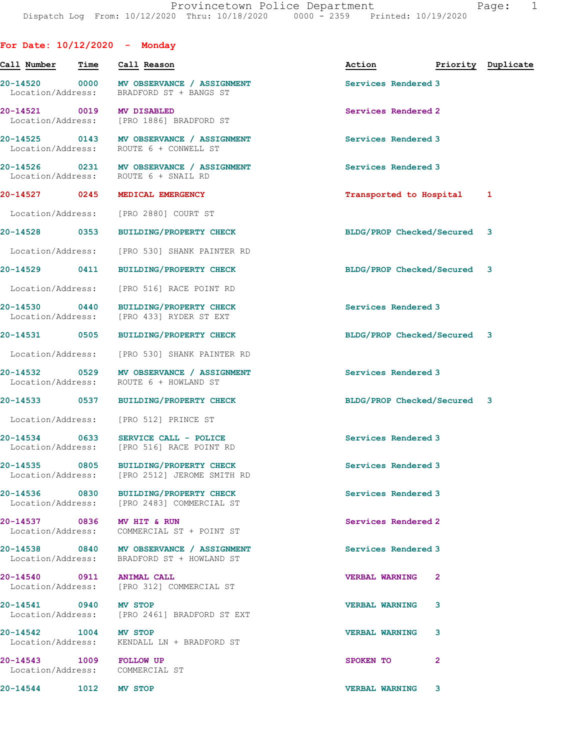Provincetown Police Department
Dispatch Log From: 10/12/2020 Thru: 10/18/2020 0000 - 2359 Printed: 10/19/2020

## For Date: 10/12/2020 - Monday

| Call Number | Time | Call Reason | Action | Priority | Duplicate |
|---|---|---|---|---|---|
| 20-14520 | 0000 | MV OBSERVANCE / ASSIGNMENT<br>Location/Address: BRADFORD ST + BANGS ST | Services Rendered | 3 | |
| 20-14521 | 0019 | MV DISABLED<br>Location/Address: [PRO 1886] BRADFORD ST | Services Rendered | 2 | |
| 20-14525 | 0143 | MV OBSERVANCE / ASSIGNMENT<br>Location/Address: ROUTE 6 + CONWELL ST | Services Rendered | 3 | |
| 20-14526 | 0231 | MV OBSERVANCE / ASSIGNMENT<br>Location/Address: ROUTE 6 + SNAIL RD | Services Rendered | 3 | |
| 20-14527 | 0245 | MEDICAL EMERGENCY<br>Location/Address: [PRO 2880] COURT ST | Transported to Hospital | 1 | |
| 20-14528 | 0353 | BUILDING/PROPERTY CHECK<br>Location/Address: [PRO 530] SHANK PAINTER RD | BLDG/PROP Checked/Secured | 3 | |
| 20-14529 | 0411 | BUILDING/PROPERTY CHECK<br>Location/Address: [PRO 516] RACE POINT RD | BLDG/PROP Checked/Secured | 3 | |
| 20-14530 | 0440 | BUILDING/PROPERTY CHECK<br>Location/Address: [PRO 433] RYDER ST EXT | Services Rendered | 3 | |
| 20-14531 | 0505 | BUILDING/PROPERTY CHECK<br>Location/Address: [PRO 530] SHANK PAINTER RD | BLDG/PROP Checked/Secured | 3 | |
| 20-14532 | 0529 | MV OBSERVANCE / ASSIGNMENT<br>Location/Address: ROUTE 6 + HOWLAND ST | Services Rendered | 3 | |
| 20-14533 | 0537 | BUILDING/PROPERTY CHECK<br>Location/Address: [PRO 512] PRINCE ST | BLDG/PROP Checked/Secured | 3 | |
| 20-14534 | 0633 | SERVICE CALL - POLICE<br>Location/Address: [PRO 516] RACE POINT RD | Services Rendered | 3 | |
| 20-14535 | 0805 | BUILDING/PROPERTY CHECK<br>Location/Address: [PRO 2512] JEROME SMITH RD | Services Rendered | 3 | |
| 20-14536 | 0830 | BUILDING/PROPERTY CHECK<br>Location/Address: [PRO 2483] COMMERCIAL ST | Services Rendered | 3 | |
| 20-14537 | 0836 | MV HIT & RUN<br>Location/Address: COMMERCIAL ST + POINT ST | Services Rendered | 2 | |
| 20-14538 | 0840 | MV OBSERVANCE / ASSIGNMENT<br>Location/Address: BRADFORD ST + HOWLAND ST | Services Rendered | 3 | |
| 20-14540 | 0911 | ANIMAL CALL<br>Location/Address: [PRO 312] COMMERCIAL ST | VERBAL WARNING | 2 | |
| 20-14541 | 0940 | MV STOP<br>Location/Address: [PRO 2461] BRADFORD ST EXT | VERBAL WARNING | 3 | |
| 20-14542 | 1004 | MV STOP<br>Location/Address: KENDALL LN + BRADFORD ST | VERBAL WARNING | 3 | |
| 20-14543 | 1009 | FOLLOW UP<br>Location/Address: COMMERCIAL ST | SPOKEN TO | 2 | |
| 20-14544 | 1012 | MV STOP | VERBAL WARNING | 3 | |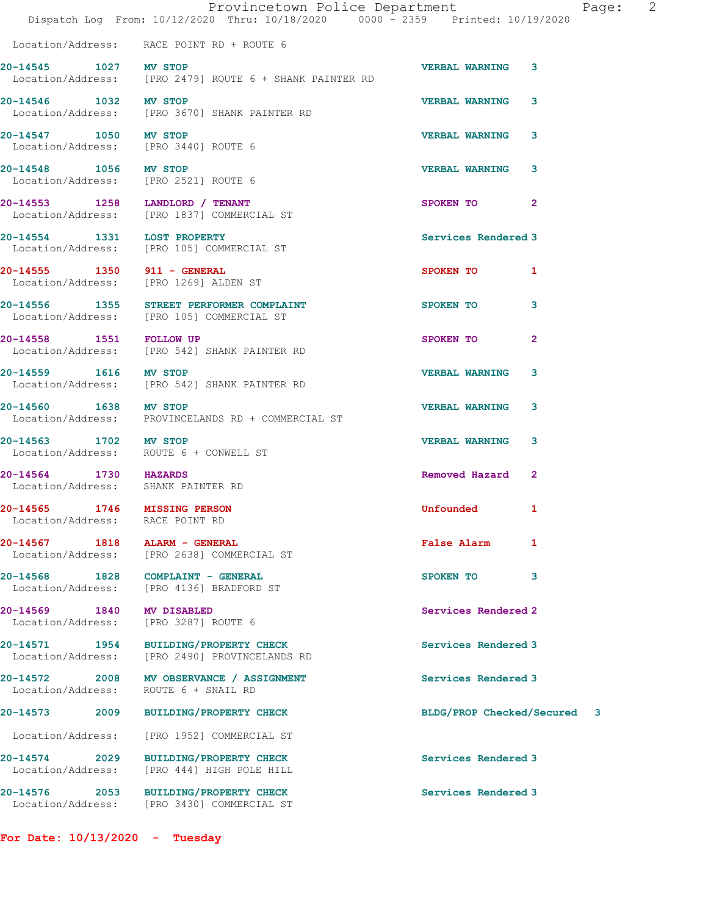Location/Address: RACE POINT RD + ROUTE 6

**20-14545 1027 MV STOP** VERBAL WARNING 3
Location/Address: [PRO 2479] ROUTE 6 + SHANK PAINTER RD

**20-14546 1032 MV STOP** VERBAL WARNING 3
Location/Address: [PRO 3670] SHANK PAINTER RD

**20-14547 1050 MV STOP** VERBAL WARNING 3
Location/Address: [PRO 3440] ROUTE 6

**20-14548 1056 MV STOP** VERBAL WARNING 3
Location/Address: [PRO 2521] ROUTE 6

**20-14553 1258 LANDLORD / TENANT** SPOKEN TO 2
Location/Address: [PRO 1837] COMMERCIAL ST

**20-14554 1331 LOST PROPERTY** Services Rendered 3
Location/Address: [PRO 105] COMMERCIAL ST

**20-14555 1350 911 - GENERAL** SPOKEN TO 1
Location/Address: [PRO 1269] ALDEN ST

**20-14556 1355 STREET PERFORMER COMPLAINT** SPOKEN TO 3
Location/Address: [PRO 105] COMMERCIAL ST

**20-14558 1551 FOLLOW UP** SPOKEN TO 2
Location/Address: [PRO 542] SHANK PAINTER RD

**20-14559 1616 MV STOP** VERBAL WARNING 3
Location/Address: [PRO 542] SHANK PAINTER RD

**20-14560 1638 MV STOP** VERBAL WARNING 3
Location/Address: PROVINCELANDS RD + COMMERCIAL ST

**20-14563 1702 MV STOP** VERBAL WARNING 3
Location/Address: ROUTE 6 + CONWELL ST

**20-14564 1730 HAZARDS** Removed Hazard 2
Location/Address: SHANK PAINTER RD

**20-14565 1746 MISSING PERSON** Unfounded 1
Location/Address: RACE POINT RD

**20-14567 1818 ALARM - GENERAL** False Alarm 1
Location/Address: [PRO 2638] COMMERCIAL ST

**20-14568 1828 COMPLAINT - GENERAL** SPOKEN TO 3
Location/Address: [PRO 4136] BRADFORD ST

**20-14569 1840 MV DISABLED** Services Rendered 2
Location/Address: [PRO 3287] ROUTE 6

**20-14571 1954 BUILDING/PROPERTY CHECK** Services Rendered 3
Location/Address: [PRO 2490] PROVINCELANDS RD

**20-14572 2008 MV OBSERVANCE / ASSIGNMENT** Services Rendered 3
Location/Address: ROUTE 6 + SNAIL RD

**20-14573 2009 BUILDING/PROPERTY CHECK** BLDG/PROP Checked/Secured 3
Location/Address: [PRO 1952] COMMERCIAL ST

**20-14574 2029 BUILDING/PROPERTY CHECK** Services Rendered 3
Location/Address: [PRO 444] HIGH POLE HILL

**20-14576 2053 BUILDING/PROPERTY CHECK** Services Rendered 3
Location/Address: [PRO 3430] COMMERCIAL ST

**For Date: 10/13/2020 - Tuesday**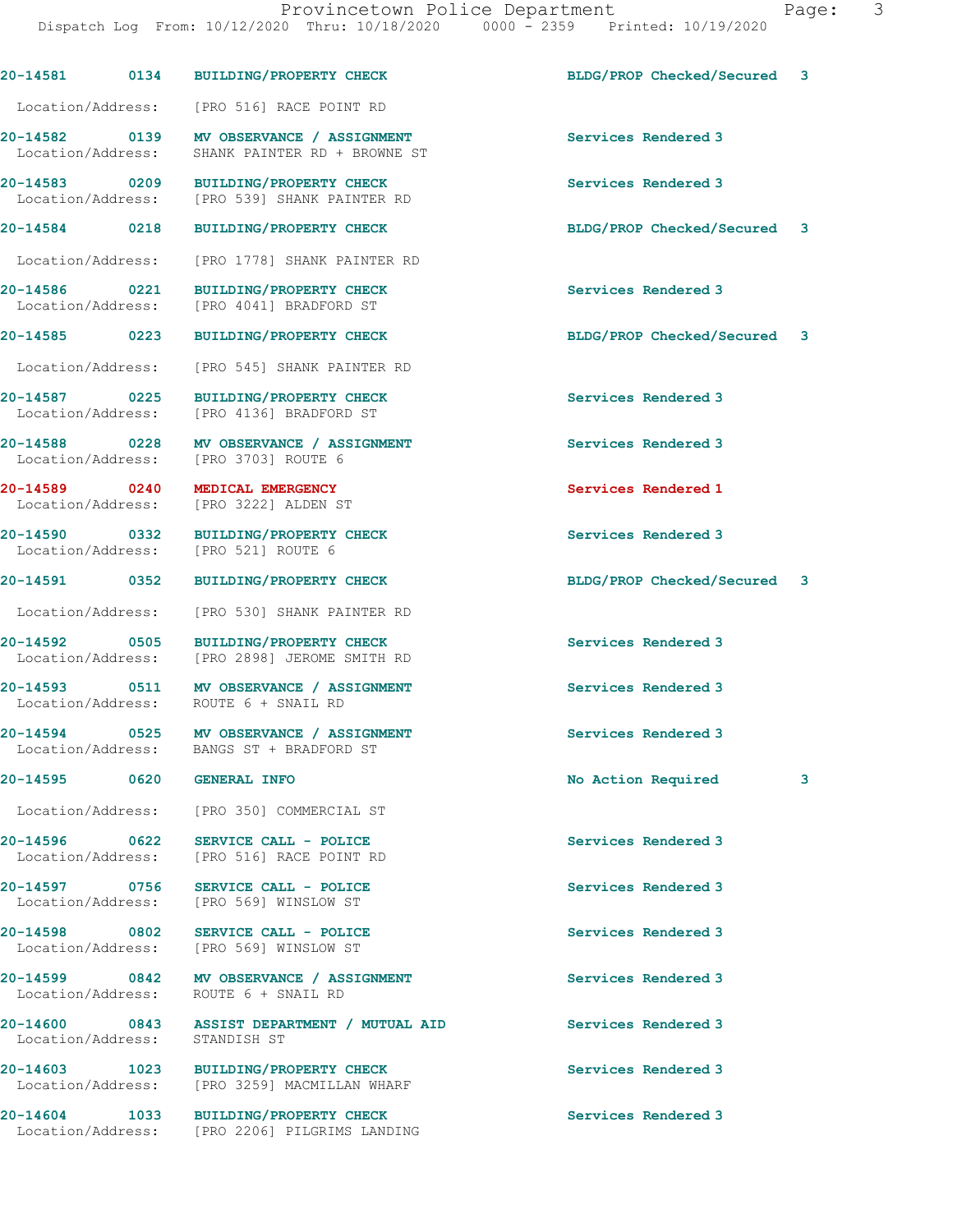| Call Number | Time | Call Reason | Action | Priority |
|---|---|---|---|---|
| 20-14581 | 0134 | BUILDING/PROPERTY CHECK | BLDG/PROP Checked/Secured | 3 |
| Location/Address: | [PRO 516] RACE POINT RD | | | |
| 20-14582 | 0139 | MV OBSERVANCE / ASSIGNMENT | Services Rendered | 3 |
| Location/Address: | SHANK PAINTER RD + BROWNE ST | | | |
| 20-14583 | 0209 | BUILDING/PROPERTY CHECK | Services Rendered | 3 |
| Location/Address: | [PRO 539] SHANK PAINTER RD | | | |
| 20-14584 | 0218 | BUILDING/PROPERTY CHECK | BLDG/PROP Checked/Secured | 3 |
| Location/Address: | [PRO 1778] SHANK PAINTER RD | | | |
| 20-14586 | 0221 | BUILDING/PROPERTY CHECK | Services Rendered | 3 |
| Location/Address: | [PRO 4041] BRADFORD ST | | | |
| 20-14585 | 0223 | BUILDING/PROPERTY CHECK | BLDG/PROP Checked/Secured | 3 |
| Location/Address: | [PRO 545] SHANK PAINTER RD | | | |
| 20-14587 | 0225 | BUILDING/PROPERTY CHECK | Services Rendered | 3 |
| Location/Address: | [PRO 4136] BRADFORD ST | | | |
| 20-14588 | 0228 | MV OBSERVANCE / ASSIGNMENT | Services Rendered | 3 |
| Location/Address: | [PRO 3703] ROUTE 6 | | | |
| 20-14589 | 0240 | MEDICAL EMERGENCY | Services Rendered | 1 |
| Location/Address: | [PRO 3222] ALDEN ST | | | |
| 20-14590 | 0332 | BUILDING/PROPERTY CHECK | Services Rendered | 3 |
| Location/Address: | [PRO 521] ROUTE 6 | | | |
| 20-14591 | 0352 | BUILDING/PROPERTY CHECK | BLDG/PROP Checked/Secured | 3 |
| Location/Address: | [PRO 530] SHANK PAINTER RD | | | |
| 20-14592 | 0505 | BUILDING/PROPERTY CHECK | Services Rendered | 3 |
| Location/Address: | [PRO 2898] JEROME SMITH RD | | | |
| 20-14593 | 0511 | MV OBSERVANCE / ASSIGNMENT | Services Rendered | 3 |
| Location/Address: | ROUTE 6 + SNAIL RD | | | |
| 20-14594 | 0525 | MV OBSERVANCE / ASSIGNMENT | Services Rendered | 3 |
| Location/Address: | BANGS ST + BRADFORD ST | | | |
| 20-14595 | 0620 | GENERAL INFO | No Action Required | 3 |
| Location/Address: | [PRO 350] COMMERCIAL ST | | | |
| 20-14596 | 0622 | SERVICE CALL - POLICE | Services Rendered | 3 |
| Location/Address: | [PRO 516] RACE POINT RD | | | |
| 20-14597 | 0756 | SERVICE CALL - POLICE | Services Rendered | 3 |
| Location/Address: | [PRO 569] WINSLOW ST | | | |
| 20-14598 | 0802 | SERVICE CALL - POLICE | Services Rendered | 3 |
| Location/Address: | [PRO 569] WINSLOW ST | | | |
| 20-14599 | 0842 | MV OBSERVANCE / ASSIGNMENT | Services Rendered | 3 |
| Location/Address: | ROUTE 6 + SNAIL RD | | | |
| 20-14600 | 0843 | ASSIST DEPARTMENT / MUTUAL AID | Services Rendered | 3 |
| Location/Address: | STANDISH ST | | | |
| 20-14603 | 1023 | BUILDING/PROPERTY CHECK | Services Rendered | 3 |
| Location/Address: | [PRO 3259] MACMILLAN WHARF | | | |
| 20-14604 | 1033 | BUILDING/PROPERTY CHECK | Services Rendered | 3 |
| Location/Address: | [PRO 2206] PILGRIMS LANDING | | | |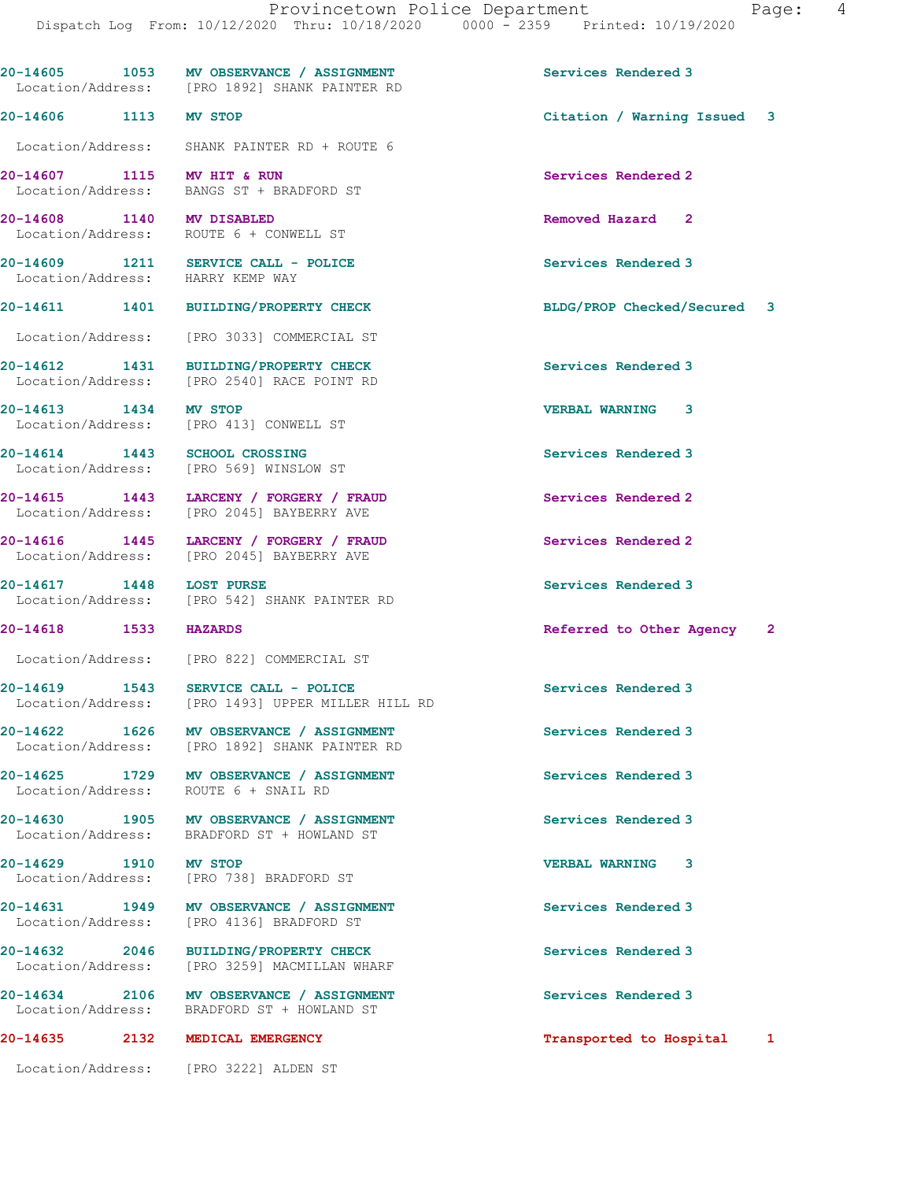20-14605 1053 MV OBSERVANCE / ASSIGNMENT Services Rendered 3
Location/Address: [PRO 1892] SHANK PAINTER RD

20-14606 1113 MV STOP Citation / Warning Issued 3
Location/Address: SHANK PAINTER RD + ROUTE 6

20-14607 1115 MV HIT & RUN Services Rendered 2
Location/Address: BANGS ST + BRADFORD ST

20-14608 1140 MV DISABLED Removed Hazard 2
Location/Address: ROUTE 6 + CONWELL ST

20-14609 1211 SERVICE CALL - POLICE Services Rendered 3
Location/Address: HARRY KEMP WAY

20-14611 1401 BUILDING/PROPERTY CHECK BLDG/PROP Checked/Secured 3
Location/Address: [PRO 3033] COMMERCIAL ST

20-14612 1431 BUILDING/PROPERTY CHECK Services Rendered 3
Location/Address: [PRO 2540] RACE POINT RD

20-14613 1434 MV STOP VERBAL WARNING 3
Location/Address: [PRO 413] CONWELL ST

20-14614 1443 SCHOOL CROSSING Services Rendered 3
Location/Address: [PRO 569] WINSLOW ST

20-14615 1443 LARCENY / FORGERY / FRAUD Services Rendered 2
Location/Address: [PRO 2045] BAYBERRY AVE

20-14616 1445 LARCENY / FORGERY / FRAUD Services Rendered 2
Location/Address: [PRO 2045] BAYBERRY AVE

20-14617 1448 LOST PURSE Services Rendered 3
Location/Address: [PRO 542] SHANK PAINTER RD

20-14618 1533 HAZARDS Referred to Other Agency 2
Location/Address: [PRO 822] COMMERCIAL ST

20-14619 1543 SERVICE CALL - POLICE Services Rendered 3
Location/Address: [PRO 1493] UPPER MILLER HILL RD

20-14622 1626 MV OBSERVANCE / ASSIGNMENT Services Rendered 3
Location/Address: [PRO 1892] SHANK PAINTER RD

20-14625 1729 MV OBSERVANCE / ASSIGNMENT Services Rendered 3
Location/Address: ROUTE 6 + SNAIL RD

20-14630 1905 MV OBSERVANCE / ASSIGNMENT Services Rendered 3
Location/Address: BRADFORD ST + HOWLAND ST

20-14629 1910 MV STOP VERBAL WARNING 3
Location/Address: [PRO 738] BRADFORD ST

20-14631 1949 MV OBSERVANCE / ASSIGNMENT Services Rendered 3
Location/Address: [PRO 4136] BRADFORD ST

20-14632 2046 BUILDING/PROPERTY CHECK Services Rendered 3
Location/Address: [PRO 3259] MACMILLAN WHARF

20-14634 2106 MV OBSERVANCE / ASSIGNMENT Services Rendered 3
Location/Address: BRADFORD ST + HOWLAND ST

20-14635 2132 MEDICAL EMERGENCY Transported to Hospital 1
Location/Address: [PRO 3222] ALDEN ST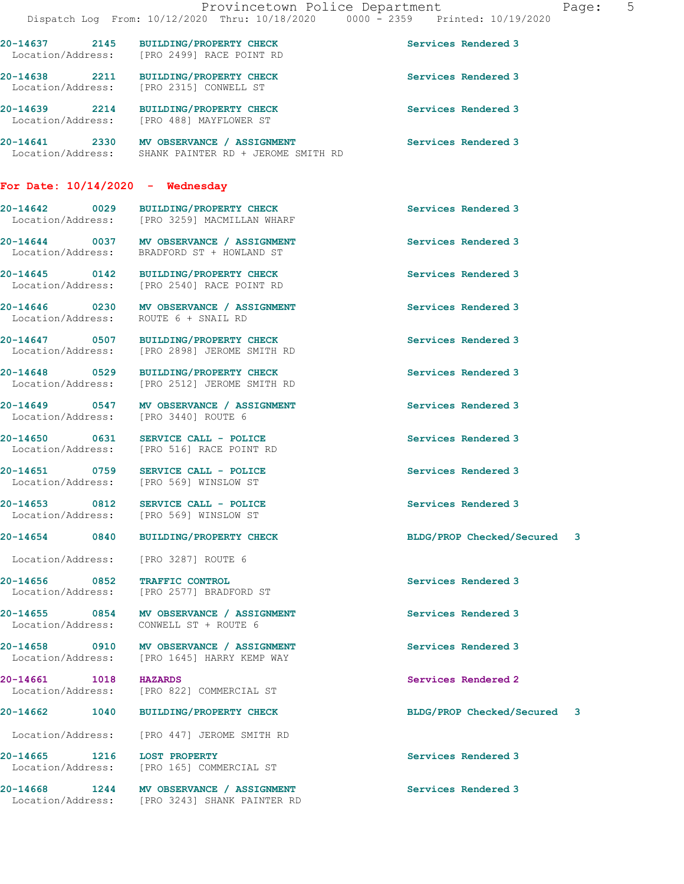20-14637 2145 BUILDING/PROPERTY CHECK Services Rendered 3
Location/Address: [PRO 2499] RACE POINT RD

20-14638 2211 BUILDING/PROPERTY CHECK Services Rendered 3
Location/Address: [PRO 2315] CONWELL ST

20-14639 2214 BUILDING/PROPERTY CHECK Services Rendered 3
Location/Address: [PRO 488] MAYFLOWER ST

20-14641 2330 MV OBSERVANCE / ASSIGNMENT Services Rendered 3
Location/Address: SHANK PAINTER RD + JEROME SMITH RD

**For Date: 10/14/2020 - Wednesday**

20-14642 0029 BUILDING/PROPERTY CHECK Services Rendered 3
Location/Address: [PRO 3259] MACMILLAN WHARF

20-14644 0037 MV OBSERVANCE / ASSIGNMENT Services Rendered 3
Location/Address: BRADFORD ST + HOWLAND ST

20-14645 0142 BUILDING/PROPERTY CHECK Services Rendered 3
Location/Address: [PRO 2540] RACE POINT RD

20-14646 0230 MV OBSERVANCE / ASSIGNMENT Services Rendered 3
Location/Address: ROUTE 6 + SNAIL RD

20-14647 0507 BUILDING/PROPERTY CHECK Services Rendered 3
Location/Address: [PRO 2898] JEROME SMITH RD

20-14648 0529 BUILDING/PROPERTY CHECK Services Rendered 3
Location/Address: [PRO 2512] JEROME SMITH RD

20-14649 0547 MV OBSERVANCE / ASSIGNMENT Services Rendered 3
Location/Address: [PRO 3440] ROUTE 6

20-14650 0631 SERVICE CALL - POLICE Services Rendered 3
Location/Address: [PRO 516] RACE POINT RD

20-14651 0759 SERVICE CALL - POLICE Services Rendered 3
Location/Address: [PRO 569] WINSLOW ST

20-14653 0812 SERVICE CALL - POLICE Services Rendered 3
Location/Address: [PRO 569] WINSLOW ST

20-14654 0840 BUILDING/PROPERTY CHECK BLDG/PROP Checked/Secured 3
Location/Address: [PRO 3287] ROUTE 6

20-14656 0852 TRAFFIC CONTROL Services Rendered 3
Location/Address: [PRO 2577] BRADFORD ST

20-14655 0854 MV OBSERVANCE / ASSIGNMENT Services Rendered 3
Location/Address: CONWELL ST + ROUTE 6

20-14658 0910 MV OBSERVANCE / ASSIGNMENT Services Rendered 3
Location/Address: [PRO 1645] HARRY KEMP WAY

20-14661 1018 HAZARDS Services Rendered 2
Location/Address: [PRO 822] COMMERCIAL ST

20-14662 1040 BUILDING/PROPERTY CHECK BLDG/PROP Checked/Secured 3
Location/Address: [PRO 447] JEROME SMITH RD

20-14665 1216 LOST PROPERTY Services Rendered 3
Location/Address: [PRO 165] COMMERCIAL ST

20-14668 1244 MV OBSERVANCE / ASSIGNMENT Services Rendered 3
Location/Address: [PRO 3243] SHANK PAINTER RD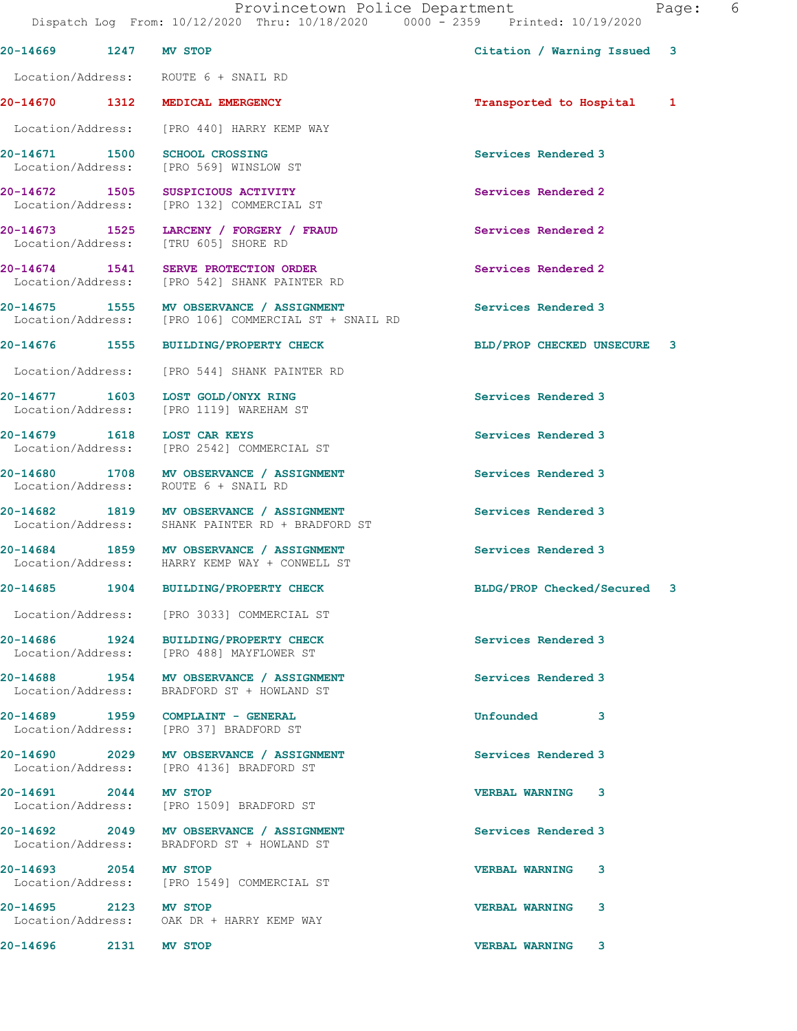| Call # | Time | Call Reason | Action | Priority |
|---|---|---|---|---|
| 20-14669 | 1247 | MV STOP | Citation / Warning Issued | 3 |
| | | Location/Address: ROUTE 6 + SNAIL RD | | |
| 20-14670 | 1312 | MEDICAL EMERGENCY | Transported to Hospital | 1 |
| | | Location/Address: [PRO 440] HARRY KEMP WAY | | |
| 20-14671 | 1500 | SCHOOL CROSSING | Services Rendered | 3 |
| | | Location/Address: [PRO 569] WINSLOW ST | | |
| 20-14672 | 1505 | SUSPICIOUS ACTIVITY | Services Rendered | 2 |
| | | Location/Address: [PRO 132] COMMERCIAL ST | | |
| 20-14673 | 1525 | LARCENY / FORGERY / FRAUD | Services Rendered | 2 |
| | | Location/Address: [TRU 605] SHORE RD | | |
| 20-14674 | 1541 | SERVE PROTECTION ORDER | Services Rendered | 2 |
| | | Location/Address: [PRO 542] SHANK PAINTER RD | | |
| 20-14675 | 1555 | MV OBSERVANCE / ASSIGNMENT | Services Rendered | 3 |
| | | Location/Address: [PRO 106] COMMERCIAL ST + SNAIL RD | | |
| 20-14676 | 1555 | BUILDING/PROPERTY CHECK | BLD/PROP CHECKED UNSECURE | 3 |
| | | Location/Address: [PRO 544] SHANK PAINTER RD | | |
| 20-14677 | 1603 | LOST GOLD/ONYX RING | Services Rendered | 3 |
| | | Location/Address: [PRO 1119] WAREHAM ST | | |
| 20-14679 | 1618 | LOST CAR KEYS | Services Rendered | 3 |
| | | Location/Address: [PRO 2542] COMMERCIAL ST | | |
| 20-14680 | 1708 | MV OBSERVANCE / ASSIGNMENT | Services Rendered | 3 |
| | | Location/Address: ROUTE 6 + SNAIL RD | | |
| 20-14682 | 1819 | MV OBSERVANCE / ASSIGNMENT | Services Rendered | 3 |
| | | Location/Address: SHANK PAINTER RD + BRADFORD ST | | |
| 20-14684 | 1859 | MV OBSERVANCE / ASSIGNMENT | Services Rendered | 3 |
| | | Location/Address: HARRY KEMP WAY + CONWELL ST | | |
| 20-14685 | 1904 | BUILDING/PROPERTY CHECK | BLDG/PROP Checked/Secured | 3 |
| | | Location/Address: [PRO 3033] COMMERCIAL ST | | |
| 20-14686 | 1924 | BUILDING/PROPERTY CHECK | Services Rendered | 3 |
| | | Location/Address: [PRO 488] MAYFLOWER ST | | |
| 20-14688 | 1954 | MV OBSERVANCE / ASSIGNMENT | Services Rendered | 3 |
| | | Location/Address: BRADFORD ST + HOWLAND ST | | |
| 20-14689 | 1959 | COMPLAINT - GENERAL | Unfounded | 3 |
| | | Location/Address: [PRO 37] BRADFORD ST | | |
| 20-14690 | 2029 | MV OBSERVANCE / ASSIGNMENT | Services Rendered | 3 |
| | | Location/Address: [PRO 4136] BRADFORD ST | | |
| 20-14691 | 2044 | MV STOP | VERBAL WARNING | 3 |
| | | Location/Address: [PRO 1509] BRADFORD ST | | |
| 20-14692 | 2049 | MV OBSERVANCE / ASSIGNMENT | Services Rendered | 3 |
| | | Location/Address: BRADFORD ST + HOWLAND ST | | |
| 20-14693 | 2054 | MV STOP | VERBAL WARNING | 3 |
| | | Location/Address: [PRO 1549] COMMERCIAL ST | | |
| 20-14695 | 2123 | MV STOP | VERBAL WARNING | 3 |
| | | Location/Address: OAK DR + HARRY KEMP WAY | | |
| 20-14696 | 2131 | MV STOP | VERBAL WARNING | 3 |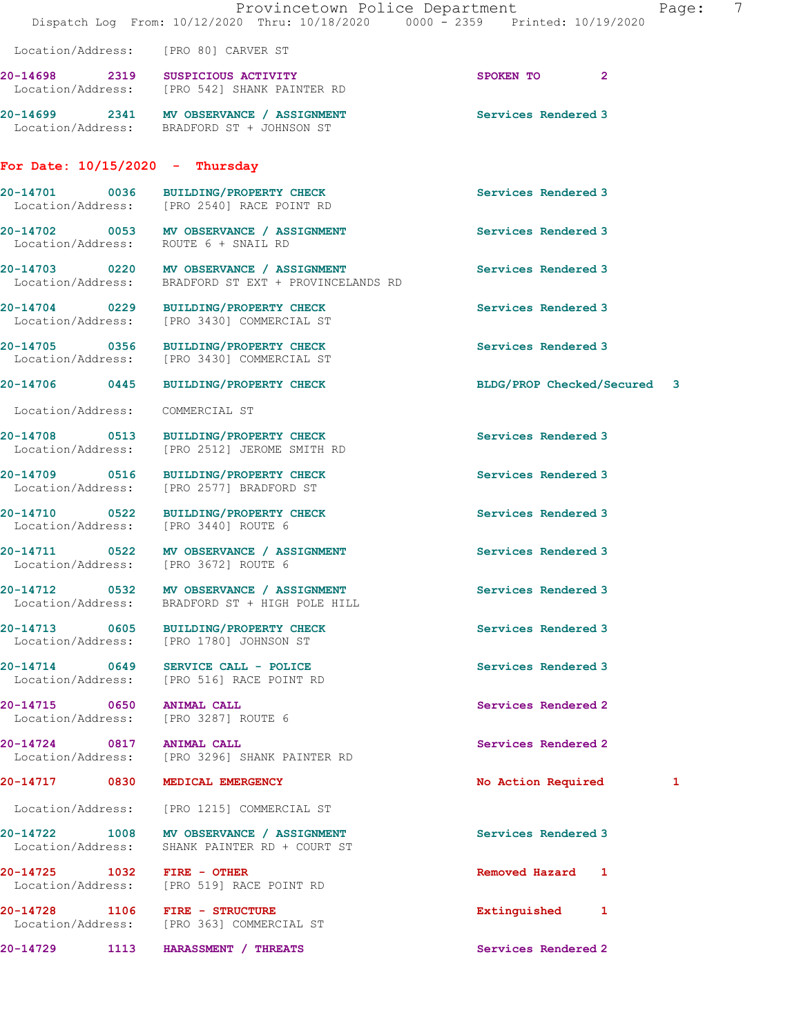Location/Address: [PRO 80] CARVER ST

| | | | | |
|---|---|---|---|---|
| 20-14698 | 2319 | SUSPICIOUS ACTIVITY | SPOKEN TO | 2 |

Location/Address: [PRO 542] SHANK PAINTER RD

| | | | | |
|---|---|---|---|---|
| 20-14699 | 2341 | MV OBSERVANCE / ASSIGNMENT | Services Rendered | 3 |

Location/Address: BRADFORD ST + JOHNSON ST

## For Date: 10/15/2020 - Thursday

20-14701 0036 BUILDING/PROPERTY CHECK — Services Rendered 3
Location/Address: [PRO 2540] RACE POINT RD

20-14702 0053 MV OBSERVANCE / ASSIGNMENT — Services Rendered 3
Location/Address: ROUTE 6 + SNAIL RD

20-14703 0220 MV OBSERVANCE / ASSIGNMENT — Services Rendered 3
Location/Address: BRADFORD ST EXT + PROVINCELANDS RD

20-14704 0229 BUILDING/PROPERTY CHECK — Services Rendered 3
Location/Address: [PRO 3430] COMMERCIAL ST

20-14705 0356 BUILDING/PROPERTY CHECK — Services Rendered 3
Location/Address: [PRO 3430] COMMERCIAL ST

20-14706 0445 BUILDING/PROPERTY CHECK — BLDG/PROP Checked/Secured 3
Location/Address: COMMERCIAL ST

20-14708 0513 BUILDING/PROPERTY CHECK — Services Rendered 3
Location/Address: [PRO 2512] JEROME SMITH RD

20-14709 0516 BUILDING/PROPERTY CHECK — Services Rendered 3
Location/Address: [PRO 2577] BRADFORD ST

20-14710 0522 BUILDING/PROPERTY CHECK — Services Rendered 3
Location/Address: [PRO 3440] ROUTE 6

20-14711 0522 MV OBSERVANCE / ASSIGNMENT — Services Rendered 3
Location/Address: [PRO 3672] ROUTE 6

20-14712 0532 MV OBSERVANCE / ASSIGNMENT — Services Rendered 3
Location/Address: BRADFORD ST + HIGH POLE HILL

20-14713 0605 BUILDING/PROPERTY CHECK — Services Rendered 3
Location/Address: [PRO 1780] JOHNSON ST

20-14714 0649 SERVICE CALL - POLICE — Services Rendered 3
Location/Address: [PRO 516] RACE POINT RD

20-14715 0650 ANIMAL CALL — Services Rendered 2
Location/Address: [PRO 3287] ROUTE 6

20-14724 0817 ANIMAL CALL — Services Rendered 2
Location/Address: [PRO 3296] SHANK PAINTER RD

20-14717 0830 MEDICAL EMERGENCY — No Action Required 1
Location/Address: [PRO 1215] COMMERCIAL ST

20-14722 1008 MV OBSERVANCE / ASSIGNMENT — Services Rendered 3
Location/Address: SHANK PAINTER RD + COURT ST

20-14725 1032 FIRE - OTHER — Removed Hazard 1
Location/Address: [PRO 519] RACE POINT RD

20-14728 1106 FIRE - STRUCTURE — Extinguished 1
Location/Address: [PRO 363] COMMERCIAL ST

20-14729 1113 HARASSMENT / THREATS — Services Rendered 2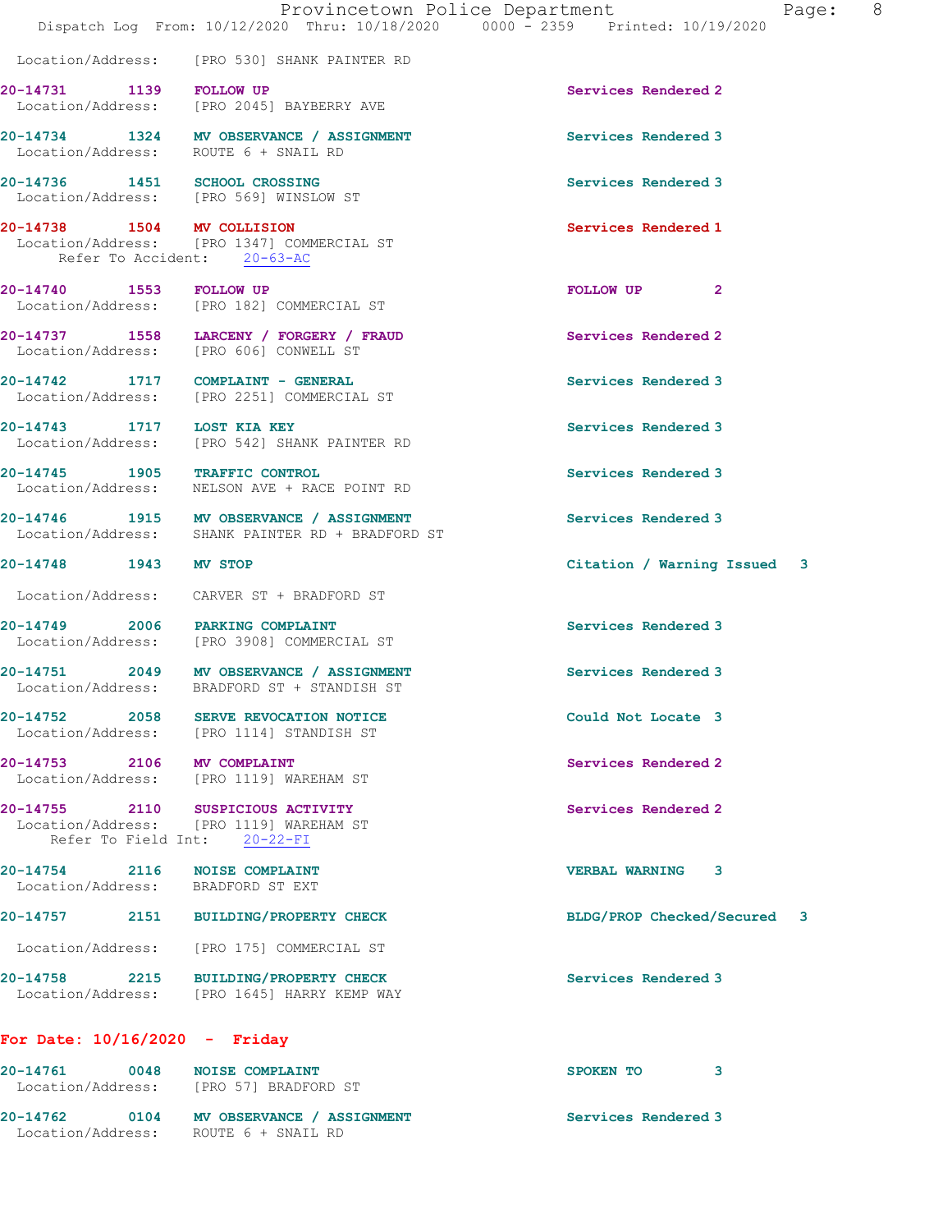Location/Address: [PRO 530] SHANK PAINTER RD

20-14731 1139 FOLLOW UP Services Rendered 2
Location/Address: [PRO 2045] BAYBERRY AVE

20-14734 1324 MV OBSERVANCE / ASSIGNMENT Services Rendered 3
Location/Address: ROUTE 6 + SNAIL RD

20-14736 1451 SCHOOL CROSSING Services Rendered 3
Location/Address: [PRO 569] WINSLOW ST

20-14738 1504 MV COLLISION Services Rendered 1
Location/Address: [PRO 1347] COMMERCIAL ST
Refer To Accident: 20-63-AC

20-14740 1553 FOLLOW UP FOLLOW UP 2
Location/Address: [PRO 182] COMMERCIAL ST

20-14737 1558 LARCENY / FORGERY / FRAUD Services Rendered 2
Location/Address: [PRO 606] CONWELL ST

20-14742 1717 COMPLAINT - GENERAL Services Rendered 3
Location/Address: [PRO 2251] COMMERCIAL ST

20-14743 1717 LOST KIA KEY Services Rendered 3
Location/Address: [PRO 542] SHANK PAINTER RD

20-14745 1905 TRAFFIC CONTROL Services Rendered 3
Location/Address: NELSON AVE + RACE POINT RD

20-14746 1915 MV OBSERVANCE / ASSIGNMENT Services Rendered 3
Location/Address: SHANK PAINTER RD + BRADFORD ST

20-14748 1943 MV STOP Citation / Warning Issued 3
Location/Address: CARVER ST + BRADFORD ST

20-14749 2006 PARKING COMPLAINT Services Rendered 3
Location/Address: [PRO 3908] COMMERCIAL ST

20-14751 2049 MV OBSERVANCE / ASSIGNMENT Services Rendered 3
Location/Address: BRADFORD ST + STANDISH ST

20-14752 2058 SERVE REVOCATION NOTICE Could Not Locate 3
Location/Address: [PRO 1114] STANDISH ST

20-14753 2106 MV COMPLAINT Services Rendered 2
Location/Address: [PRO 1119] WAREHAM ST

20-14755 2110 SUSPICIOUS ACTIVITY Services Rendered 2
Location/Address: [PRO 1119] WAREHAM ST
Refer To Field Int: 20-22-FI

20-14754 2116 NOISE COMPLAINT VERBAL WARNING 3
Location/Address: BRADFORD ST EXT

20-14757 2151 BUILDING/PROPERTY CHECK BLDG/PROP Checked/Secured 3
Location/Address: [PRO 175] COMMERCIAL ST

20-14758 2215 BUILDING/PROPERTY CHECK Services Rendered 3
Location/Address: [PRO 1645] HARRY KEMP WAY

## For Date: 10/16/2020 - Friday

20-14761 0048 NOISE COMPLAINT SPOKEN TO 3
Location/Address: [PRO 57] BRADFORD ST

20-14762 0104 MV OBSERVANCE / ASSIGNMENT Services Rendered 3
Location/Address: ROUTE 6 + SNAIL RD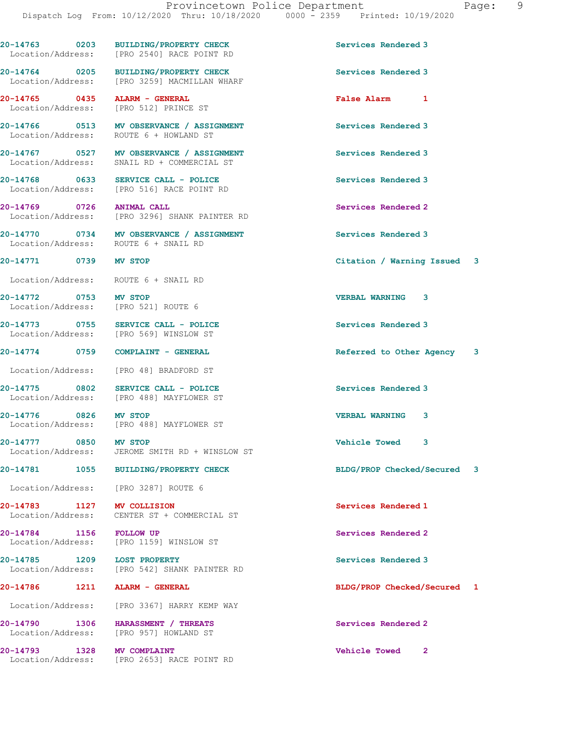| Call # | Time | Call Reason | Action | Priority |
|---|---|---|---|---|
| 20-14763 | 0203 | BUILDING/PROPERTY CHECK | Services Rendered | 3 |
| Location/Address: | | [PRO 2540] RACE POINT RD | | |
| 20-14764 | 0205 | BUILDING/PROPERTY CHECK | Services Rendered | 3 |
| Location/Address: | | [PRO 3259] MACMILLAN WHARF | | |
| 20-14765 | 0435 | ALARM - GENERAL | False Alarm | 1 |
| Location/Address: | | [PRO 512] PRINCE ST | | |
| 20-14766 | 0513 | MV OBSERVANCE / ASSIGNMENT | Services Rendered | 3 |
| Location/Address: | | ROUTE 6 + HOWLAND ST | | |
| 20-14767 | 0527 | MV OBSERVANCE / ASSIGNMENT | Services Rendered | 3 |
| Location/Address: | | SNAIL RD + COMMERCIAL ST | | |
| 20-14768 | 0633 | SERVICE CALL - POLICE | Services Rendered | 3 |
| Location/Address: | | [PRO 516] RACE POINT RD | | |
| 20-14769 | 0726 | ANIMAL CALL | Services Rendered | 2 |
| Location/Address: | | [PRO 3296] SHANK PAINTER RD | | |
| 20-14770 | 0734 | MV OBSERVANCE / ASSIGNMENT | Services Rendered | 3 |
| Location/Address: | | ROUTE 6 + SNAIL RD | | |
| 20-14771 | 0739 | MV STOP | Citation / Warning Issued | 3 |
| Location/Address: | | ROUTE 6 + SNAIL RD | | |
| 20-14772 | 0753 | MV STOP | VERBAL WARNING | 3 |
| Location/Address: | | [PRO 521] ROUTE 6 | | |
| 20-14773 | 0755 | SERVICE CALL - POLICE | Services Rendered | 3 |
| Location/Address: | | [PRO 569] WINSLOW ST | | |
| 20-14774 | 0759 | COMPLAINT - GENERAL | Referred to Other Agency | 3 |
| Location/Address: | | [PRO 48] BRADFORD ST | | |
| 20-14775 | 0802 | SERVICE CALL - POLICE | Services Rendered | 3 |
| Location/Address: | | [PRO 488] MAYFLOWER ST | | |
| 20-14776 | 0826 | MV STOP | VERBAL WARNING | 3 |
| Location/Address: | | [PRO 488] MAYFLOWER ST | | |
| 20-14777 | 0850 | MV STOP | Vehicle Towed | 3 |
| Location/Address: | | JEROME SMITH RD + WINSLOW ST | | |
| 20-14781 | 1055 | BUILDING/PROPERTY CHECK | BLDG/PROP Checked/Secured | 3 |
| Location/Address: | | [PRO 3287] ROUTE 6 | | |
| 20-14783 | 1127 | MV COLLISION | Services Rendered | 1 |
| Location/Address: | | CENTER ST + COMMERCIAL ST | | |
| 20-14784 | 1156 | FOLLOW UP | Services Rendered | 2 |
| Location/Address: | | [PRO 1159] WINSLOW ST | | |
| 20-14785 | 1209 | LOST PROPERTY | Services Rendered | 3 |
| Location/Address: | | [PRO 542] SHANK PAINTER RD | | |
| 20-14786 | 1211 | ALARM - GENERAL | BLDG/PROP Checked/Secured | 1 |
| Location/Address: | | [PRO 3367] HARRY KEMP WAY | | |
| 20-14790 | 1306 | HARASSMENT / THREATS | Services Rendered | 2 |
| Location/Address: | | [PRO 957] HOWLAND ST | | |
| 20-14793 | 1328 | MV COMPLAINT | Vehicle Towed | 2 |
| Location/Address: | | [PRO 2653] RACE POINT RD | | |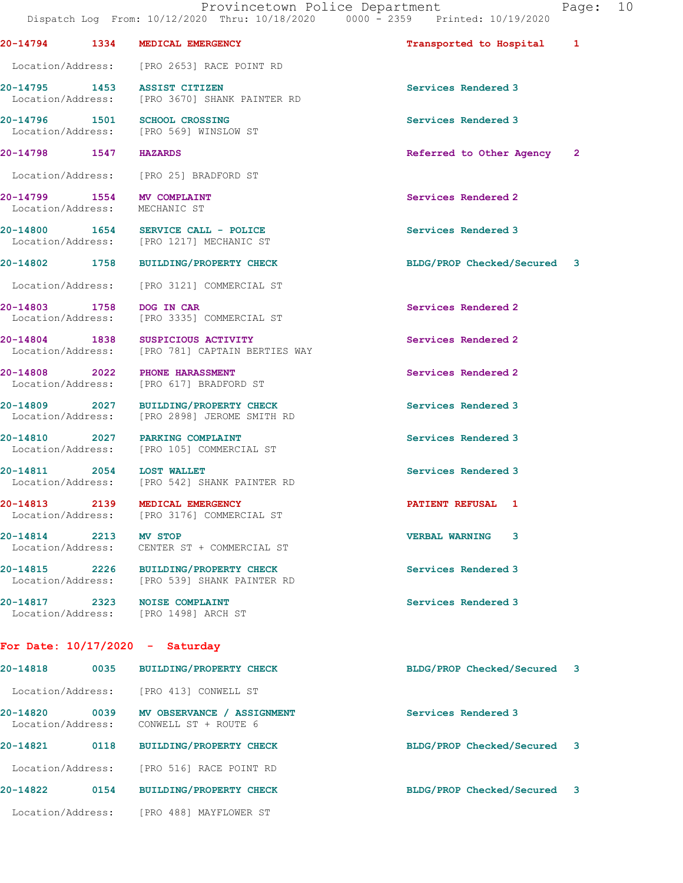20-14794 1334 MEDICAL EMERGENCY Transported to Hospital 1

Location/Address: [PRO 2653] RACE POINT RD

20-14795 1453 ASSIST CITIZEN Services Rendered 3
Location/Address: [PRO 3670] SHANK PAINTER RD

20-14796 1501 SCHOOL CROSSING Services Rendered 3
Location/Address: [PRO 569] WINSLOW ST

20-14798 1547 HAZARDS Referred to Other Agency 2

Location/Address: [PRO 25] BRADFORD ST

20-14799 1554 MV COMPLAINT Services Rendered 2
Location/Address: MECHANIC ST

20-14800 1654 SERVICE CALL - POLICE Services Rendered 3
Location/Address: [PRO 1217] MECHANIC ST

20-14802 1758 BUILDING/PROPERTY CHECK BLDG/PROP Checked/Secured 3

Location/Address: [PRO 3121] COMMERCIAL ST

20-14803 1758 DOG IN CAR Services Rendered 2
Location/Address: [PRO 3335] COMMERCIAL ST

20-14804 1838 SUSPICIOUS ACTIVITY Services Rendered 2
Location/Address: [PRO 781] CAPTAIN BERTIES WAY

20-14808 2022 PHONE HARASSMENT Services Rendered 2
Location/Address: [PRO 617] BRADFORD ST

20-14809 2027 BUILDING/PROPERTY CHECK Services Rendered 3
Location/Address: [PRO 2898] JEROME SMITH RD

20-14810 2027 PARKING COMPLAINT Services Rendered 3
Location/Address: [PRO 105] COMMERCIAL ST

20-14811 2054 LOST WALLET Services Rendered 3
Location/Address: [PRO 542] SHANK PAINTER RD

20-14813 2139 MEDICAL EMERGENCY PATIENT REFUSAL 1
Location/Address: [PRO 3176] COMMERCIAL ST

20-14814 2213 MV STOP VERBAL WARNING 3
Location/Address: CENTER ST + COMMERCIAL ST

20-14815 2226 BUILDING/PROPERTY CHECK Services Rendered 3
Location/Address: [PRO 539] SHANK PAINTER RD

20-14817 2323 NOISE COMPLAINT Services Rendered 3
Location/Address: [PRO 1498] ARCH ST

## For Date: 10/17/2020 - Saturday

20-14818 0035 BUILDING/PROPERTY CHECK BLDG/PROP Checked/Secured 3

Location/Address: [PRO 413] CONWELL ST

20-14820 0039 MV OBSERVANCE / ASSIGNMENT Services Rendered 3
Location/Address: CONWELL ST + ROUTE 6

20-14821 0118 BUILDING/PROPERTY CHECK BLDG/PROP Checked/Secured 3

Location/Address: [PRO 516] RACE POINT RD

20-14822 0154 BUILDING/PROPERTY CHECK BLDG/PROP Checked/Secured 3

Location/Address: [PRO 488] MAYFLOWER ST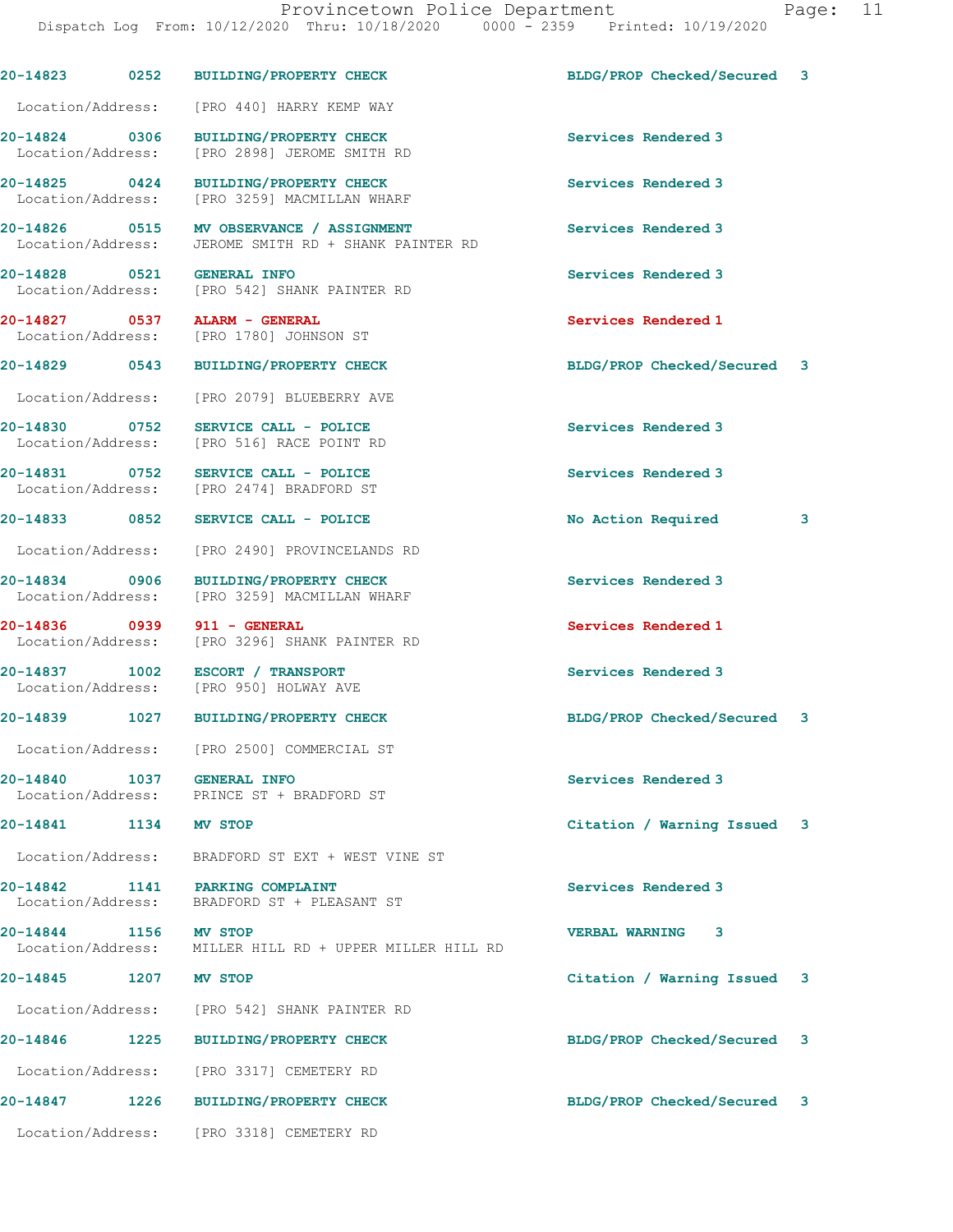20-14823 0252 BUILDING/PROPERTY CHECK BLDG/PROP Checked/Secured 3
Location/Address: [PRO 440] HARRY KEMP WAY

20-14824 0306 BUILDING/PROPERTY CHECK Services Rendered 3
Location/Address: [PRO 2898] JEROME SMITH RD

20-14825 0424 BUILDING/PROPERTY CHECK Services Rendered 3
Location/Address: [PRO 3259] MACMILLAN WHARF

20-14826 0515 MV OBSERVANCE / ASSIGNMENT Services Rendered 3
Location/Address: JEROME SMITH RD + SHANK PAINTER RD

20-14828 0521 GENERAL INFO Services Rendered 3
Location/Address: [PRO 542] SHANK PAINTER RD

20-14827 0537 ALARM - GENERAL Services Rendered 1
Location/Address: [PRO 1780] JOHNSON ST

20-14829 0543 BUILDING/PROPERTY CHECK BLDG/PROP Checked/Secured 3
Location/Address: [PRO 2079] BLUEBERRY AVE

20-14830 0752 SERVICE CALL - POLICE Services Rendered 3
Location/Address: [PRO 516] RACE POINT RD

20-14831 0752 SERVICE CALL - POLICE Services Rendered 3
Location/Address: [PRO 2474] BRADFORD ST

20-14833 0852 SERVICE CALL - POLICE No Action Required 3
Location/Address: [PRO 2490] PROVINCELANDS RD

20-14834 0906 BUILDING/PROPERTY CHECK Services Rendered 3
Location/Address: [PRO 3259] MACMILLAN WHARF

20-14836 0939 911 - GENERAL Services Rendered 1
Location/Address: [PRO 3296] SHANK PAINTER RD

20-14837 1002 ESCORT / TRANSPORT Services Rendered 3
Location/Address: [PRO 950] HOLWAY AVE

20-14839 1027 BUILDING/PROPERTY CHECK BLDG/PROP Checked/Secured 3
Location/Address: [PRO 2500] COMMERCIAL ST

20-14840 1037 GENERAL INFO Services Rendered 3
Location/Address: PRINCE ST + BRADFORD ST

20-14841 1134 MV STOP Citation / Warning Issued 3
Location/Address: BRADFORD ST EXT + WEST VINE ST

20-14842 1141 PARKING COMPLAINT Services Rendered 3
Location/Address: BRADFORD ST + PLEASANT ST

20-14844 1156 MV STOP VERBAL WARNING 3
Location/Address: MILLER HILL RD + UPPER MILLER HILL RD

20-14845 1207 MV STOP Citation / Warning Issued 3
Location/Address: [PRO 542] SHANK PAINTER RD

20-14846 1225 BUILDING/PROPERTY CHECK BLDG/PROP Checked/Secured 3
Location/Address: [PRO 3317] CEMETERY RD

20-14847 1226 BUILDING/PROPERTY CHECK BLDG/PROP Checked/Secured 3
Location/Address: [PRO 3318] CEMETERY RD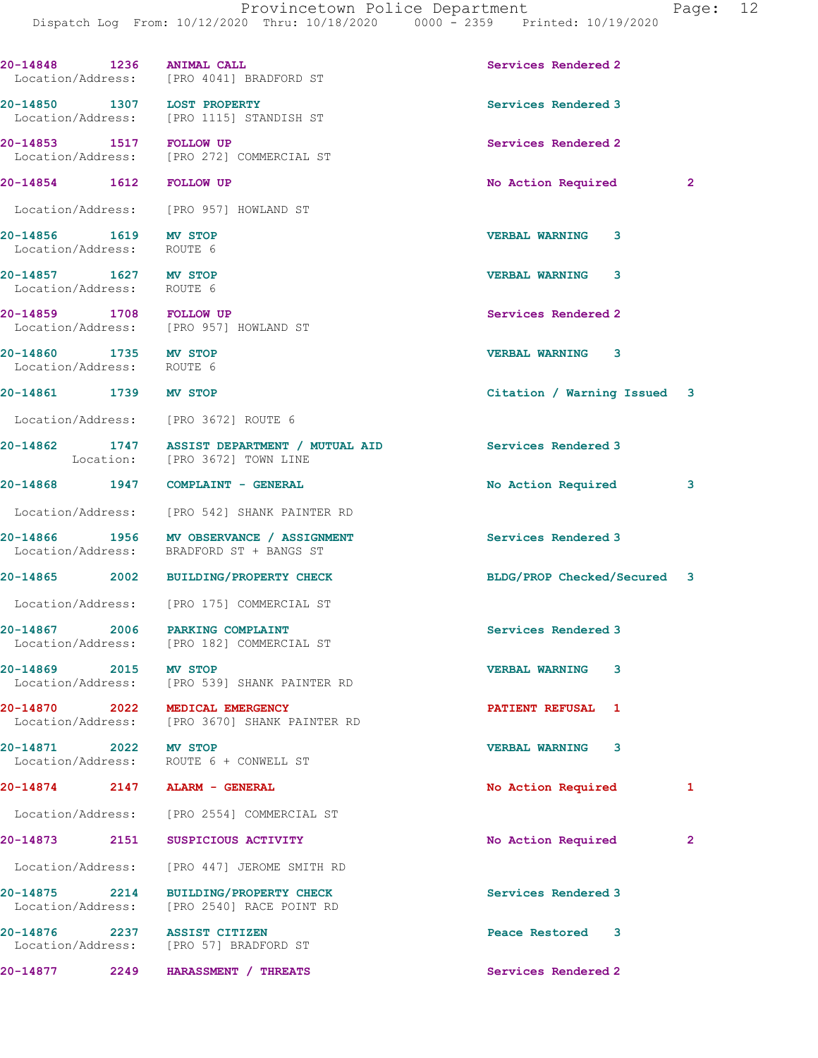20-14848 1236 ANIMAL CALL Services Rendered 2
Location/Address: [PRO 4041] BRADFORD ST

20-14850 1307 LOST PROPERTY Services Rendered 3
Location/Address: [PRO 1115] STANDISH ST

20-14853 1517 FOLLOW UP Services Rendered 2
Location/Address: [PRO 272] COMMERCIAL ST

20-14854 1612 FOLLOW UP No Action Required 2
Location/Address: [PRO 957] HOWLAND ST

20-14856 1619 MV STOP VERBAL WARNING 3
Location/Address: ROUTE 6

20-14857 1627 MV STOP VERBAL WARNING 3
Location/Address: ROUTE 6

20-14859 1708 FOLLOW UP Services Rendered 2
Location/Address: [PRO 957] HOWLAND ST

20-14860 1735 MV STOP VERBAL WARNING 3
Location/Address: ROUTE 6

20-14861 1739 MV STOP Citation / Warning Issued 3
Location/Address: [PRO 3672] ROUTE 6

20-14862 1747 ASSIST DEPARTMENT / MUTUAL AID Services Rendered 3
Location: [PRO 3672] TOWN LINE

20-14868 1947 COMPLAINT - GENERAL No Action Required 3
Location/Address: [PRO 542] SHANK PAINTER RD

20-14866 1956 MV OBSERVANCE / ASSIGNMENT Services Rendered 3
Location/Address: BRADFORD ST + BANGS ST

20-14865 2002 BUILDING/PROPERTY CHECK BLDG/PROP Checked/Secured 3
Location/Address: [PRO 175] COMMERCIAL ST

20-14867 2006 PARKING COMPLAINT Services Rendered 3
Location/Address: [PRO 182] COMMERCIAL ST

20-14869 2015 MV STOP VERBAL WARNING 3
Location/Address: [PRO 539] SHANK PAINTER RD

20-14870 2022 MEDICAL EMERGENCY PATIENT REFUSAL 1
Location/Address: [PRO 3670] SHANK PAINTER RD

20-14871 2022 MV STOP VERBAL WARNING 3
Location/Address: ROUTE 6 + CONWELL ST

20-14874 2147 ALARM - GENERAL No Action Required 1
Location/Address: [PRO 2554] COMMERCIAL ST

20-14873 2151 SUSPICIOUS ACTIVITY No Action Required 2
Location/Address: [PRO 447] JEROME SMITH RD

20-14875 2214 BUILDING/PROPERTY CHECK Services Rendered 3
Location/Address: [PRO 2540] RACE POINT RD

20-14876 2237 ASSIST CITIZEN Peace Restored 3
Location/Address: [PRO 57] BRADFORD ST

20-14877 2249 HARASSMENT / THREATS Services Rendered 2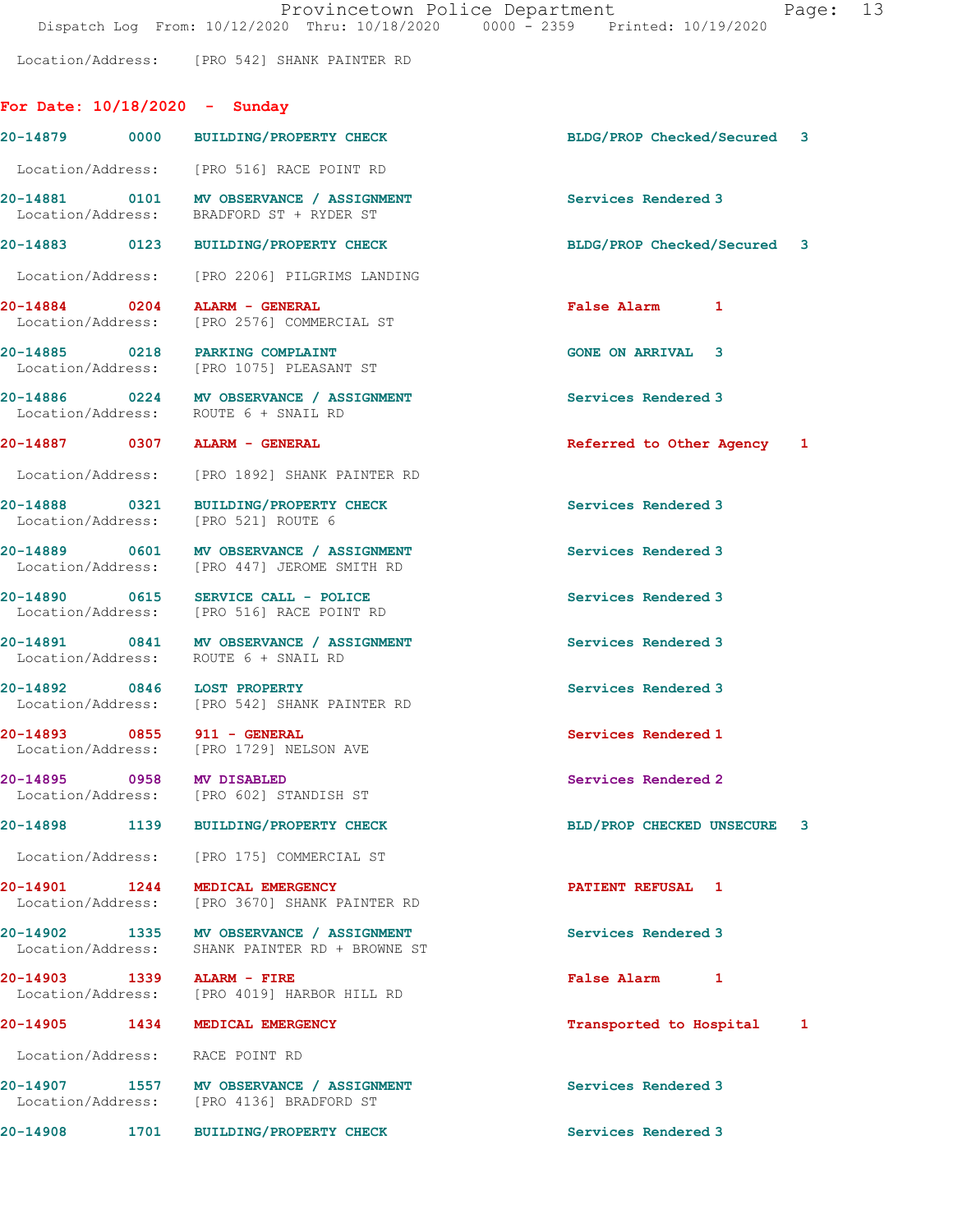Location/Address: [PRO 542] SHANK PAINTER RD

## For Date: 10/18/2020 - Sunday

20-14879 0000 BUILDING/PROPERTY CHECK BLDG/PROP Checked/Secured 3

Location/Address: [PRO 516] RACE POINT RD

20-14881 0101 MV OBSERVANCE / ASSIGNMENT Services Rendered 3
Location/Address: BRADFORD ST + RYDER ST

20-14883 0123 BUILDING/PROPERTY CHECK BLDG/PROP Checked/Secured 3

Location/Address: [PRO 2206] PILGRIMS LANDING

20-14884 0204 ALARM - GENERAL False Alarm 1
Location/Address: [PRO 2576] COMMERCIAL ST

20-14885 0218 PARKING COMPLAINT GONE ON ARRIVAL 3
Location/Address: [PRO 1075] PLEASANT ST

20-14886 0224 MV OBSERVANCE / ASSIGNMENT Services Rendered 3
Location/Address: ROUTE 6 + SNAIL RD

20-14887 0307 ALARM - GENERAL Referred to Other Agency 1

Location/Address: [PRO 1892] SHANK PAINTER RD

20-14888 0321 BUILDING/PROPERTY CHECK Services Rendered 3
Location/Address: [PRO 521] ROUTE 6

20-14889 0601 MV OBSERVANCE / ASSIGNMENT Services Rendered 3
Location/Address: [PRO 447] JEROME SMITH RD

20-14890 0615 SERVICE CALL - POLICE Services Rendered 3
Location/Address: [PRO 516] RACE POINT RD

20-14891 0841 MV OBSERVANCE / ASSIGNMENT Services Rendered 3
Location/Address: ROUTE 6 + SNAIL RD

20-14892 0846 LOST PROPERTY Services Rendered 3
Location/Address: [PRO 542] SHANK PAINTER RD

20-14893 0855 911 - GENERAL Services Rendered 1
Location/Address: [PRO 1729] NELSON AVE

20-14895 0958 MV DISABLED Services Rendered 2
Location/Address: [PRO 602] STANDISH ST

20-14898 1139 BUILDING/PROPERTY CHECK BLD/PROP CHECKED UNSECURE 3

Location/Address: [PRO 175] COMMERCIAL ST

20-14901 1244 MEDICAL EMERGENCY PATIENT REFUSAL 1
Location/Address: [PRO 3670] SHANK PAINTER RD

20-14902 1335 MV OBSERVANCE / ASSIGNMENT Services Rendered 3
Location/Address: SHANK PAINTER RD + BROWNE ST

20-14903 1339 ALARM - FIRE False Alarm 1
Location/Address: [PRO 4019] HARBOR HILL RD

20-14905 1434 MEDICAL EMERGENCY Transported to Hospital 1

Location/Address: RACE POINT RD

20-14907 1557 MV OBSERVANCE / ASSIGNMENT Services Rendered 3
Location/Address: [PRO 4136] BRADFORD ST

20-14908 1701 BUILDING/PROPERTY CHECK Services Rendered 3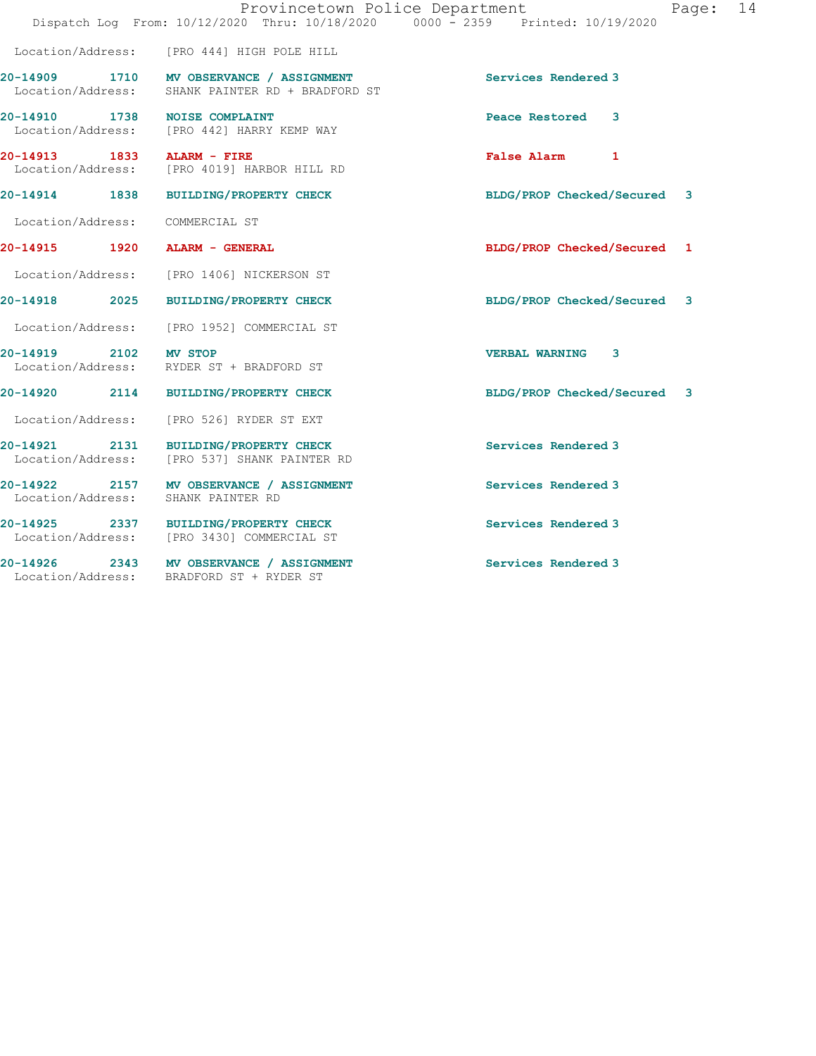Location/Address: [PRO 444] HIGH POLE HILL

20-14909 1710 MV OBSERVANCE / ASSIGNMENT Services Rendered 3
Location/Address: SHANK PAINTER RD + BRADFORD ST

20-14910 1738 NOISE COMPLAINT Peace Restored 3
Location/Address: [PRO 442] HARRY KEMP WAY

20-14913 1833 ALARM - FIRE False Alarm 1
Location/Address: [PRO 4019] HARBOR HILL RD

20-14914 1838 BUILDING/PROPERTY CHECK BLDG/PROP Checked/Secured 3
Location/Address: COMMERCIAL ST

20-14915 1920 ALARM - GENERAL BLDG/PROP Checked/Secured 1
Location/Address: [PRO 1406] NICKERSON ST

20-14918 2025 BUILDING/PROPERTY CHECK BLDG/PROP Checked/Secured 3
Location/Address: [PRO 1952] COMMERCIAL ST

20-14919 2102 MV STOP VERBAL WARNING 3
Location/Address: RYDER ST + BRADFORD ST

20-14920 2114 BUILDING/PROPERTY CHECK BLDG/PROP Checked/Secured 3
Location/Address: [PRO 526] RYDER ST EXT

20-14921 2131 BUILDING/PROPERTY CHECK Services Rendered 3
Location/Address: [PRO 537] SHANK PAINTER RD

20-14922 2157 MV OBSERVANCE / ASSIGNMENT Services Rendered 3
Location/Address: SHANK PAINTER RD

20-14925 2337 BUILDING/PROPERTY CHECK Services Rendered 3
Location/Address: [PRO 3430] COMMERCIAL ST

20-14926 2343 MV OBSERVANCE / ASSIGNMENT Services Rendered 3
Location/Address: BRADFORD ST + RYDER ST